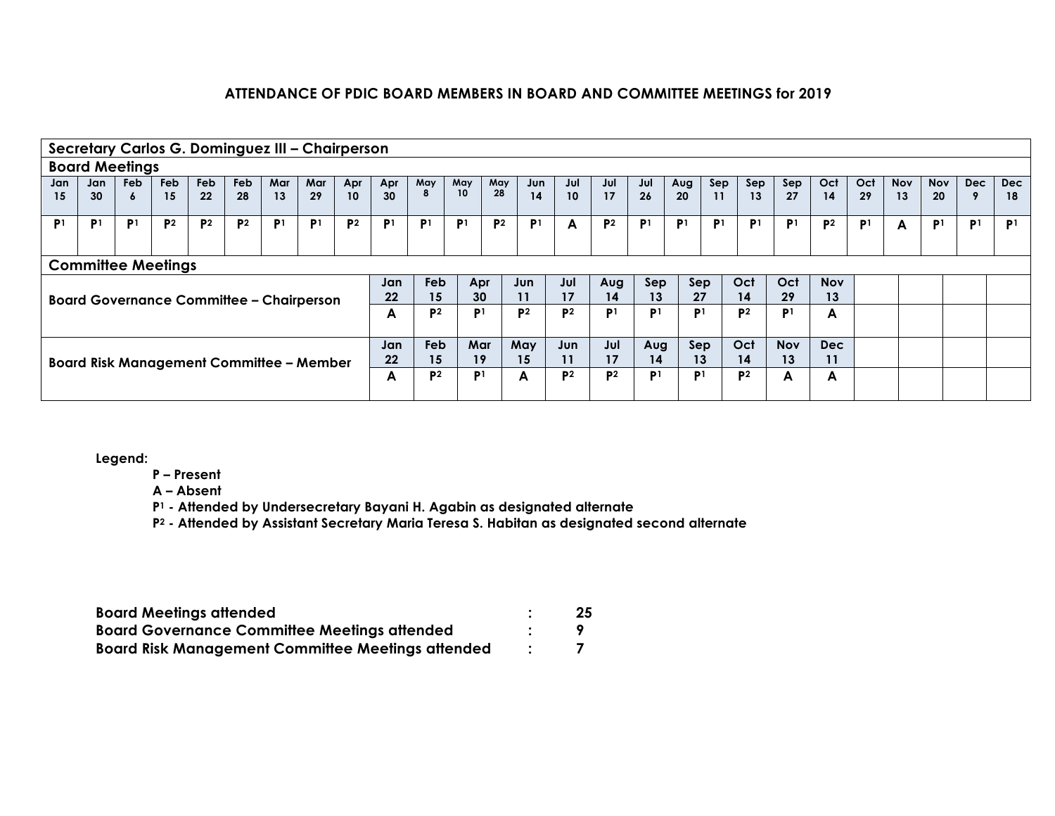## ATTENDANCE OF PDIC BOARD MEMBERS IN BOARD AND COMMITTEE MEETINGS for 2019

**Secretary Carlos G. Dominguez III – Chairperson**

**Board Meetings**

| Jan 15 | Jan 30 | Feb 6 | Feb 15 | Feb 22 | Feb 28 | Mar 13 | Mar 29 | Apr 10 | Apr 30 | May 8 | May 10 | May 28 | Jun 14 | Jul 10 | Jul 17 | Jul 26 | Aug 20 | Sep 11 | Sep 13 | Sep 27 | Oct 14 | Oct 29 | Nov 13 | Nov 20 | Dec 9 | Dec 18 |
|---|---|---|---|---|---|---|---|---|---|---|---|---|---|---|---|---|---|---|---|---|---|---|---|---|---|---|
| P[1] | P[1] | P[1] | P[2] | P[2] | P[2] | P[1] | P[1] | P[2] | P[1] | P[1] | P[1] | P[2] | P[1] | A | P[2] | P[1] | P[1] | P[1] | P[1] | P[1] | P[2] | P[1] | A | P[1] | P[1] | P[1] |

**Committee Meetings**

| Committee | | | | | | | | | | | |
|---|---|---|---|---|---|---|---|---|---|---|---|
| Board Governance Committee – Chairperson | Jan 22 | Feb 15 | Apr 30 | Jun 11 | Jul 17 | Aug 14 | Sep 13 | Sep 27 | Oct 14 | Oct 29 | Nov 13 |
| | A | P[2] | P[1] | P[2] | P[2] | P[1] | P[1] | P[1] | P[2] | P[1] | A |
| Board Risk Management Committee – Member | Jan 22 | Feb 15 | Mar 19 | May 15 | Jun 11 | Jul 17 | Aug 14 | Sep 13 | Oct 14 | Nov 13 | Dec 11 |
| | A | P[2] | P[1] | A | P[2] | P[2] | P[1] | P[1] | P[2] | A | A |

**Legend:**

- **P – Present**
- **A – Absent**
- **P[1] - Attended by Undersecretary Bayani H. Agabin as designated alternate**
- **P[2] - Attended by Assistant Secretary Maria Teresa S. Habitan as designated second alternate**

| | | |
|---|---|---|
| **Board Meetings attended** | **:** | **25** |
| **Board Governance Committee Meetings attended** | **:** | **9** |
| **Board Risk Management Committee Meetings attended** | **:** | **7** |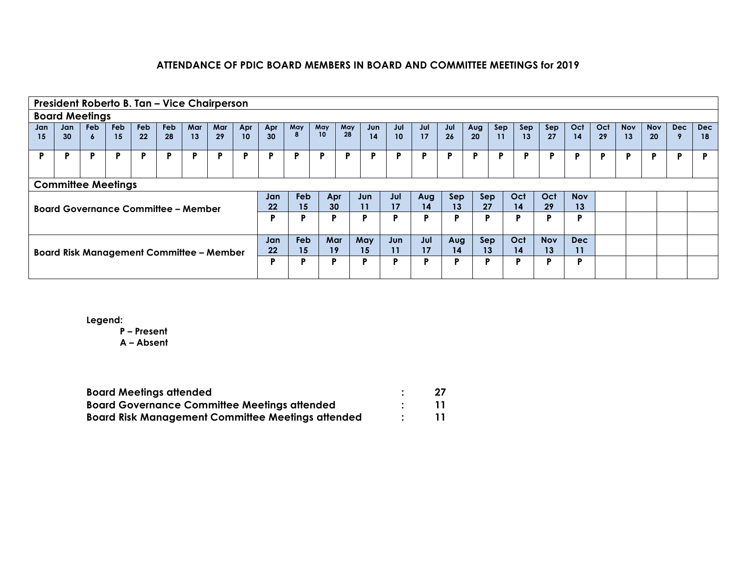# ATTENDANCE OF PDIC BOARD MEMBERS IN BOARD AND COMMITTEE MEETINGS for 2019

## President Roberto B. Tan – Vice Chairperson

### Board Meetings

| Jan 15 | Jan 30 | Feb 6 | Feb 15 | Feb 22 | Feb 28 | Mar 13 | Mar 29 | Apr 10 | Apr 30 | May 8 | May 10 | May 28 | Jun 14 | Jul 10 | Jul 17 | Jul 26 | Aug 20 | Sep 11 | Sep 13 | Sep 27 | Oct 14 | Oct 29 | Nov 13 | Nov 20 | Dec 9 | Dec 18 |
|---|---|---|---|---|---|---|---|---|---|---|---|---|---|---|---|---|---|---|---|---|---|---|---|---|---|---|
| P | P | P | P | P | P | P | P | P | P | P | P | P | P | P | P | P | P | P | P | P | P | P | P | P | P | P |

### Committee Meetings

**Board Governance Committee – Member**

| Jan 22 | Feb 15 | Apr 30 | Jun 11 | Jul 17 | Aug 14 | Sep 13 | Sep 27 | Oct 14 | Oct 29 | Nov 13 | | | | |
|---|---|---|---|---|---|---|---|---|---|---|---|---|---|---|
| P | P | P | P | P | P | P | P | P | P | P | | | | |

**Board Risk Management Committee – Member**

| Jan 22 | Feb 15 | Mar 19 | May 15 | Jun 11 | Jul 17 | Aug 14 | Sep 13 | Oct 14 | Nov 13 | Dec 11 | | | | |
|---|---|---|---|---|---|---|---|---|---|---|---|---|---|---|
| P | P | P | P | P | P | P | P | P | P | P | | | | |

**Legend:**

**P – Present**
**A – Absent**

| | | |
|---|---|---|
| **Board Meetings attended** | **:** | **27** |
| **Board Governance Committee Meetings attended** | **:** | **11** |
| **Board Risk Management Committee Meetings attended** | **:** | **11** |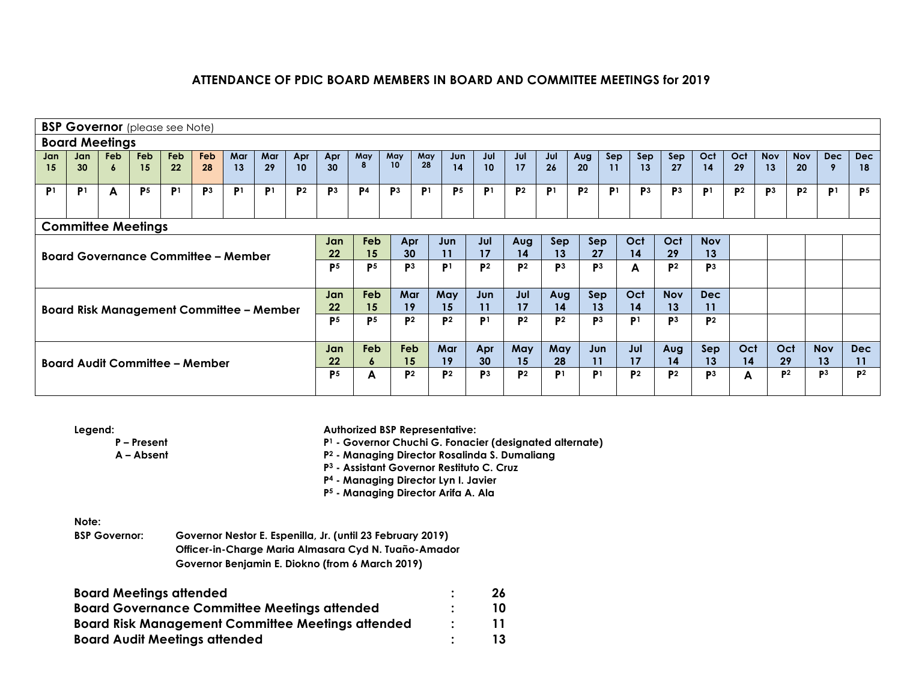# ATTENDANCE OF PDIC BOARD MEMBERS IN BOARD AND COMMITTEE MEETINGS for 2019

## BSP Governor (please see Note)

### Board Meetings

| Jan 15 | Jan 30 | Feb 6 | Feb 15 | Feb 22 | Feb 28 | Mar 13 | Mar 29 | Apr 10 | Apr 30 | May 8 | May 10 | May 28 | Jun 14 | Jul 10 | Jul 17 | Jul 26 | Aug 20 | Sep 11 | Sep 13 | Sep 27 | Oct 14 | Oct 29 | Nov 13 | Nov 20 | Dec 9 | Dec 18 |
|---|---|---|---|---|---|---|---|---|---|---|---|---|---|---|---|---|---|---|---|---|---|---|---|---|---|---|
| P[1] | P[1] | A | P[5] | P[1] | P[3] | P[1] | P[1] | P[2] | P[3] | P[4] | P[3] | P[1] | P[5] | P[1] | P[2] | P[1] | P[2] | P[1] | P[3] | P[3] | P[1] | P[2] | P[3] | P[2] | P[1] | P[5] |

### Committee Meetings

**Board Governance Committee – Member**

| Jan 22 | Feb 15 | Apr 30 | Jun 11 | Jul 17 | Aug 14 | Sep 13 | Sep 27 | Oct 14 | Oct 29 | Nov 13 |
|---|---|---|---|---|---|---|---|---|---|---|
| P[5] | P[5] | P[3] | P[1] | P[2] | P[2] | P[3] | P[3] | A | P[2] | P[3] |

**Board Risk Management Committee – Member**

| Jan 22 | Feb 15 | Mar 19 | May 15 | Jun 11 | Jul 17 | Aug 14 | Sep 13 | Oct 14 | Nov 13 | Dec 11 |
|---|---|---|---|---|---|---|---|---|---|---|
| P[5] | P[5] | P[2] | P[2] | P[1] | P[2] | P[2] | P[3] | P[1] | P[3] | P[2] |

**Board Audit Committee – Member**

| Jan 22 | Feb 6 | Feb 15 | Mar 19 | Apr 30 | May 15 | May 28 | Jun 11 | Jul 17 | Aug 14 | Sep 13 | Oct 14 | Oct 29 | Nov 13 | Dec 11 |
|---|---|---|---|---|---|---|---|---|---|---|---|---|---|---|
| P[5] | A | P[2] | P[2] | P[3] | P[2] | P[1] | P[1] | P[2] | P[2] | P[3] | A | P[2] | P[3] | P[2] |

**Legend:**
- P – Present
- A – Absent

**Authorized BSP Representative:**
- P[1] - Governor Chuchi G. Fonacier (designated alternate)
- P[2] - Managing Director Rosalinda S. Dumaliang
- P[3] - Assistant Governor Restituto C. Cruz
- P[4] - Managing Director Lyn I. Javier
- P[5] - Managing Director Arifa A. Ala

**Note:**

**BSP Governor:**
- Governor Nestor E. Espenilla, Jr. (until 23 February 2019)
- Officer-in-Charge Maria Almasara Cyd N. Tuaño-Amador
- Governor Benjamin E. Diokno (from 6 March 2019)

| | | |
|---|---|---|
| **Board Meetings attended** | : | **26** |
| **Board Governance Committee Meetings attended** | : | **10** |
| **Board Risk Management Committee Meetings attended** | : | **11** |
| **Board Audit Meetings attended** | : | **13** |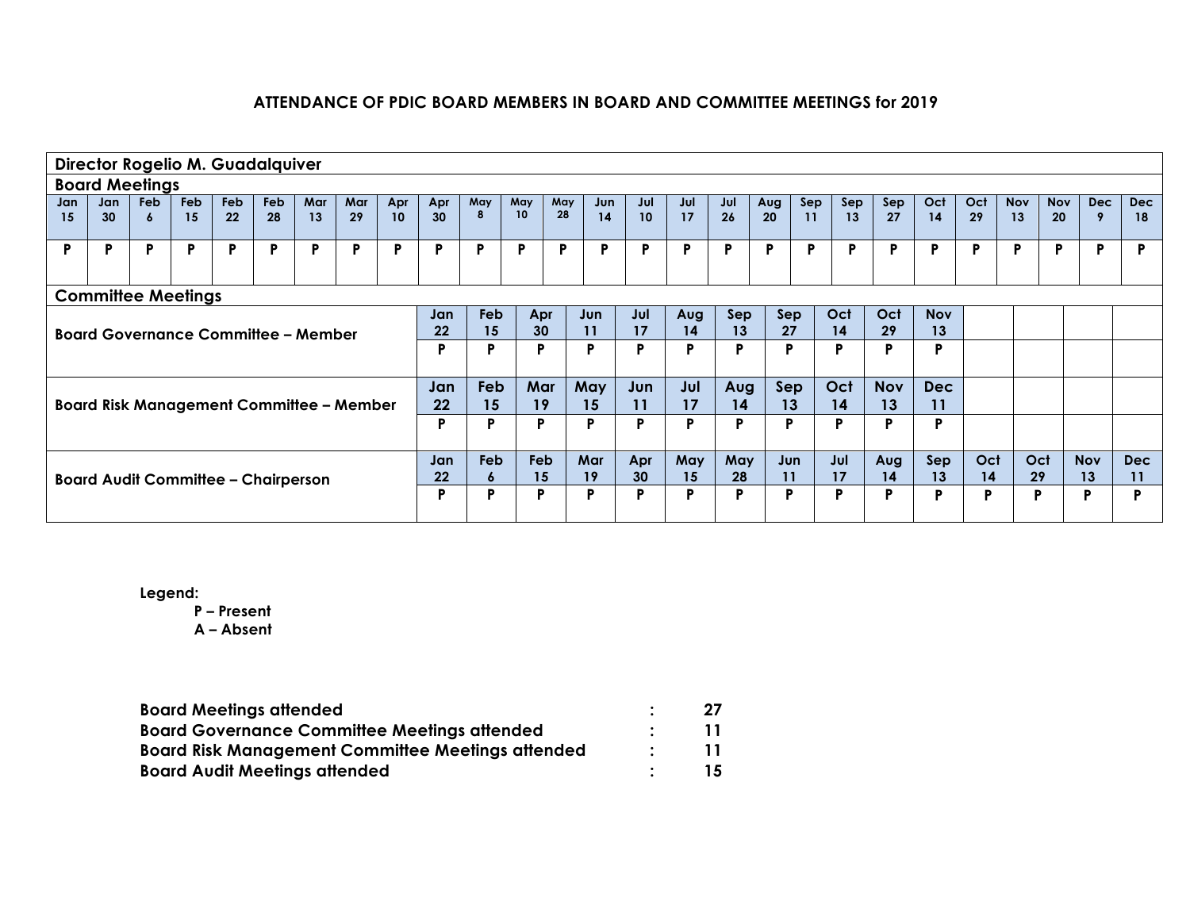# ATTENDANCE OF PDIC BOARD MEMBERS IN BOARD AND COMMITTEE MEETINGS for 2019

## Director Rogelio M. Guadalquiver

### Board Meetings

| Jan 15 | Jan 30 | Feb 6 | Feb 15 | Feb 22 | Feb 28 | Mar 13 | Mar 29 | Apr 10 | Apr 30 | May 8 | May 10 | May 28 | Jun 14 | Jul 10 | Jul 17 | Jul 26 | Aug 20 | Sep 11 | Sep 13 | Sep 27 | Oct 14 | Oct 29 | Nov 13 | Nov 20 | Dec 9 | Dec 18 |
|---|---|---|---|---|---|---|---|---|---|---|---|---|---|---|---|---|---|---|---|---|---|---|---|---|---|---|
| P | P | P | P | P | P | P | P | P | P | P | P | P | P | P | P | P | P | P | P | P | P | P | P | P | P | P |

### Committee Meetings

**Board Governance Committee – Member**

| Jan 22 | Feb 15 | Apr 30 | Jun 11 | Jul 17 | Aug 14 | Sep 13 | Sep 27 | Oct 14 | Oct 29 | Nov 13 |
|---|---|---|---|---|---|---|---|---|---|---|
| P | P | P | P | P | P | P | P | P | P | P |

**Board Risk Management Committee – Member**

| Jan 22 | Feb 15 | Mar 19 | May 15 | Jun 11 | Jul 17 | Aug 14 | Sep 13 | Oct 14 | Nov 13 | Dec 11 |
|---|---|---|---|---|---|---|---|---|---|---|
| P | P | P | P | P | P | P | P | P | P | P |

**Board Audit Committee – Chairperson**

| Jan 22 | Feb 6 | Feb 15 | Mar 19 | Apr 30 | May 15 | May 28 | Jun 11 | Jul 17 | Aug 14 | Sep 13 | Oct 14 | Oct 29 | Nov 13 | Dec 11 |
|---|---|---|---|---|---|---|---|---|---|---|---|---|---|---|
| P | P | P | P | P | P | P | P | P | P | P | P | P | P | P |

**Legend:**
- **P – Present**
- **A – Absent**

| | | |
|---|---|---|
| **Board Meetings attended** | **:** | **27** |
| **Board Governance Committee Meetings attended** | **:** | **11** |
| **Board Risk Management Committee Meetings attended** | **:** | **11** |
| **Board Audit Meetings attended** | **:** | **15** |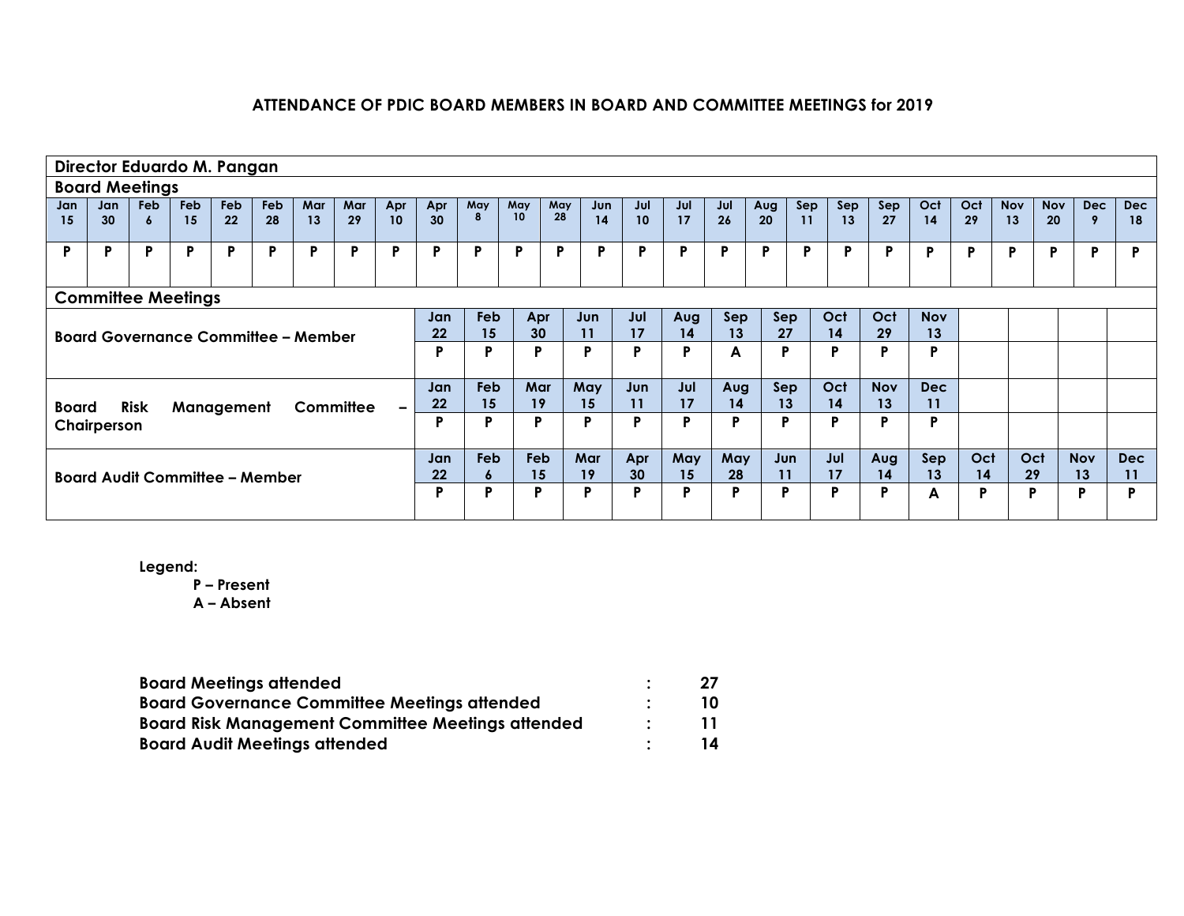## ATTENDANCE OF PDIC BOARD MEMBERS IN BOARD AND COMMITTEE MEETINGS for 2019

**Director Eduardo M. Pangan**

**Board Meetings**

| Jan 15 | Jan 30 | Feb 6 | Feb 15 | Feb 22 | Feb 28 | Mar 13 | Mar 29 | Apr 10 | Apr 30 | May 8 | May 10 | May 28 | Jun 14 | Jul 10 | Jul 17 | Jul 26 | Aug 20 | Sep 11 | Sep 13 | Sep 27 | Oct 14 | Oct 29 | Nov 13 | Nov 20 | Dec 9 | Dec 18 |
|---|---|---|---|---|---|---|---|---|---|---|---|---|---|---|---|---|---|---|---|---|---|---|---|---|---|---|
| P | P | P | P | P | P | P | P | P | P | P | P | P | P | P | P | P | P | P | P | P | P | P | P | P | P | P |

**Committee Meetings**

**Board Governance Committee – Member**

| Jan 22 | Feb 15 | Apr 30 | Jun 11 | Jul 17 | Aug 14 | Sep 13 | Sep 27 | Oct 14 | Oct 29 | Nov 13 |
|---|---|---|---|---|---|---|---|---|---|---|
| P | P | P | P | P | P | A | P | P | P | P |

**Board Risk Management Committee – Chairperson**

| Jan 22 | Feb 15 | Mar 19 | May 15 | Jun 11 | Jul 17 | Aug 14 | Sep 13 | Oct 14 | Nov 13 | Dec 11 |
|---|---|---|---|---|---|---|---|---|---|---|
| P | P | P | P | P | P | P | P | P | P | P |

**Board Audit Committee – Member**

| Jan 22 | Feb 6 | Feb 15 | Mar 19 | Apr 30 | May 15 | May 28 | Jun 11 | Jul 17 | Aug 14 | Sep 13 | Oct 14 | Oct 29 | Nov 13 | Dec 11 |
|---|---|---|---|---|---|---|---|---|---|---|---|---|---|---|
| P | P | P | P | P | P | P | P | P | P | A | P | P | P | P |

**Legend:**

**P – Present**
**A – Absent**

| | | |
|---|---|---|
| **Board Meetings attended** | : | **27** |
| **Board Governance Committee Meetings attended** | : | **10** |
| **Board Risk Management Committee Meetings attended** | : | **11** |
| **Board Audit Meetings attended** | : | **14** |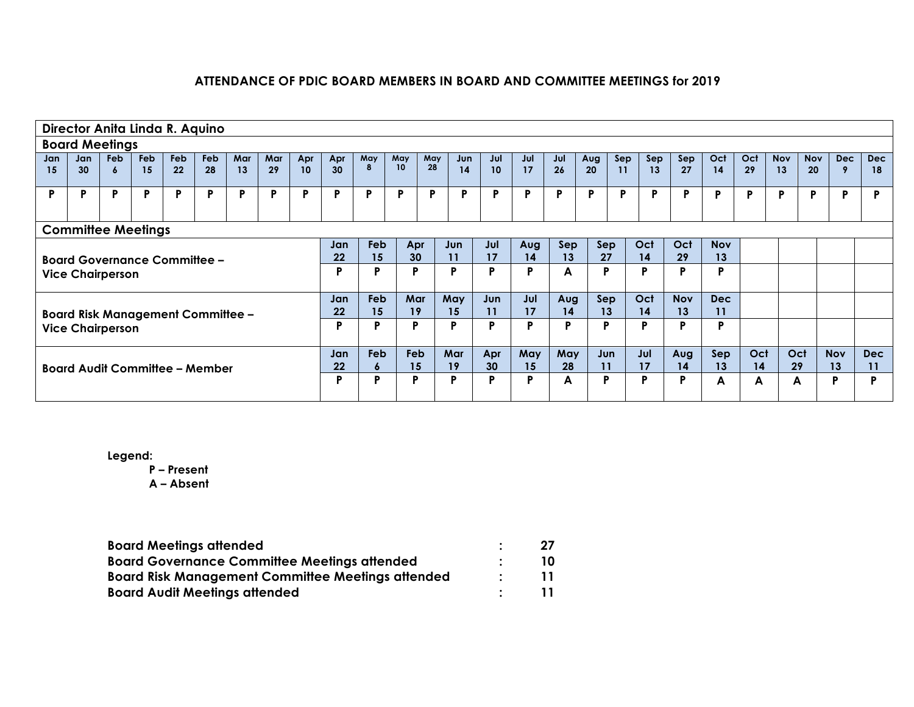## ATTENDANCE OF PDIC BOARD MEMBERS IN BOARD AND COMMITTEE MEETINGS for 2019

**Director Anita Linda R. Aquino**

**Board Meetings**

| Jan 15 | Jan 30 | Feb 6 | Feb 15 | Feb 22 | Feb 28 | Mar 13 | Mar 29 | Apr 10 | Apr 30 | May 8 | May 10 | May 28 | Jun 14 | Jul 10 | Jul 17 | Jul 26 | Aug 20 | Sep 11 | Sep 13 | Sep 27 | Oct 14 | Oct 29 | Nov 13 | Nov 20 | Dec 9 | Dec 18 |
|---|---|---|---|---|---|---|---|---|---|---|---|---|---|---|---|---|---|---|---|---|---|---|---|---|---|---|
| P | P | P | P | P | P | P | P | P | P | P | P | P | P | P | P | P | P | P | P | P | P | P | P | P | P | P |

**Committee Meetings**

**Board Governance Committee – Vice Chairperson**

| Jan 22 | Feb 15 | Apr 30 | Jun 11 | Jul 17 | Aug 14 | Sep 13 | Sep 27 | Oct 14 | Oct 29 | Nov 13 |
|---|---|---|---|---|---|---|---|---|---|---|
| P | P | P | P | P | P | A | P | P | P | P |

**Board Risk Management Committee – Vice Chairperson**

| Jan 22 | Feb 15 | Mar 19 | May 15 | Jun 11 | Jul 17 | Aug 14 | Sep 13 | Oct 14 | Nov 13 | Dec 11 |
|---|---|---|---|---|---|---|---|---|---|---|
| P | P | P | P | P | P | P | P | P | P | P |

**Board Audit Committee – Member**

| Jan 22 | Feb 6 | Feb 15 | Mar 19 | Apr 30 | May 15 | May 28 | Jun 11 | Jul 17 | Aug 14 | Sep 13 | Oct 14 | Oct 29 | Nov 13 | Dec 11 |
|---|---|---|---|---|---|---|---|---|---|---|---|---|---|---|
| P | P | P | P | P | P | A | P | P | P | A | A | A | P | P |

**Legend:**
- **P – Present**
- **A – Absent**

| | | |
|---|---|---|
| **Board Meetings attended** | : | **27** |
| **Board Governance Committee Meetings attended** | : | **10** |
| **Board Risk Management Committee Meetings attended** | : | **11** |
| **Board Audit Meetings attended** | : | **11** |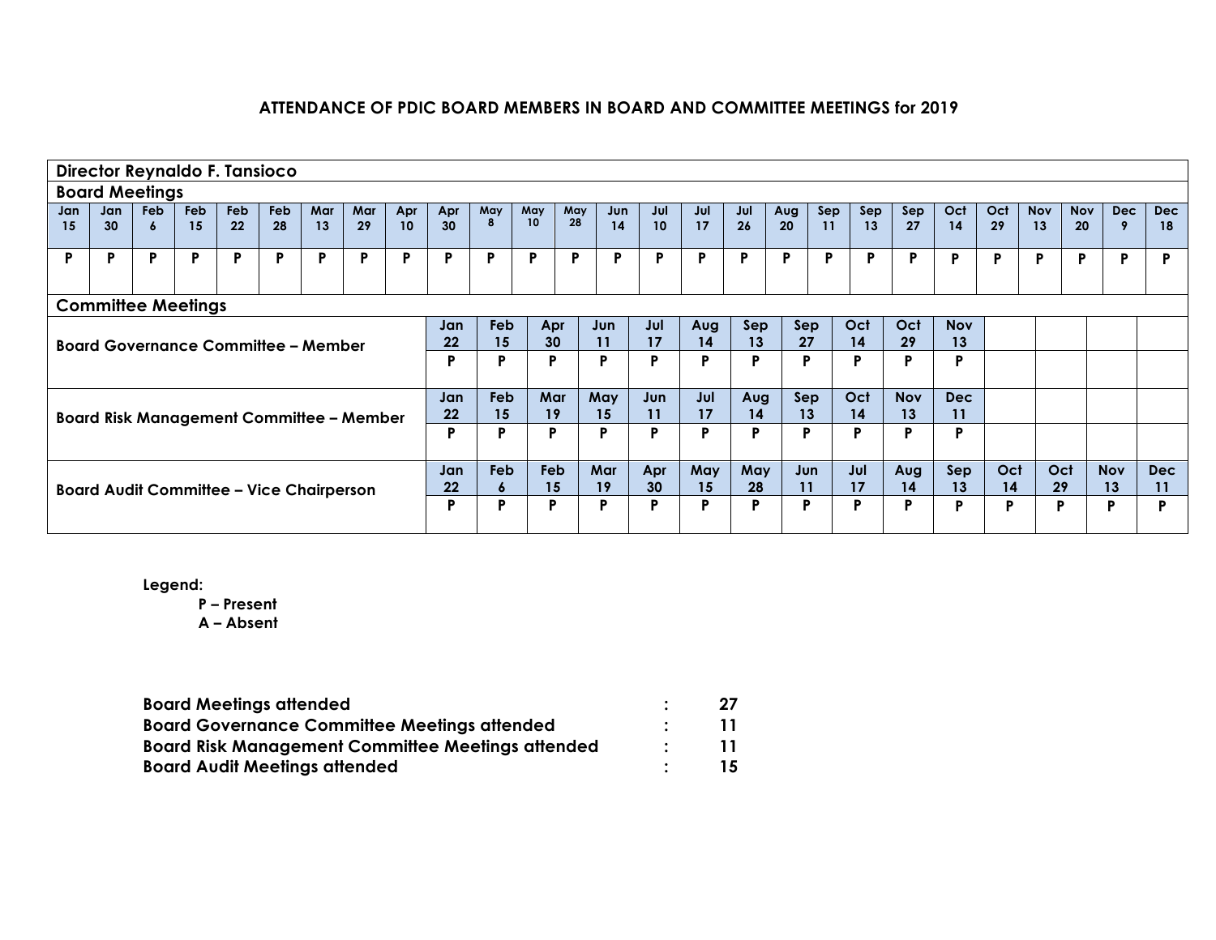## ATTENDANCE OF PDIC BOARD MEMBERS IN BOARD AND COMMITTEE MEETINGS for 2019

**Director Reynaldo F. Tansioco**

**Board Meetings**

| Jan 15 | Jan 30 | Feb 6 | Feb 15 | Feb 22 | Feb 28 | Mar 13 | Mar 29 | Apr 10 | Apr 30 | May 8 | May 10 | May 28 | Jun 14 | Jul 10 | Jul 17 | Jul 26 | Aug 20 | Sep 11 | Sep 13 | Sep 27 | Oct 14 | Oct 29 | Nov 13 | Nov 20 | Dec 9 | Dec 18 |
|---|---|---|---|---|---|---|---|---|---|---|---|---|---|---|---|---|---|---|---|---|---|---|---|---|---|---|
| P | P | P | P | P | P | P | P | P | P | P | P | P | P | P | P | P | P | P | P | P | P | P | P | P | P | P |

**Committee Meetings**

**Board Governance Committee – Member**

| Jan 22 | Feb 15 | Apr 30 | Jun 11 | Jul 17 | Aug 14 | Sep 13 | Sep 27 | Oct 14 | Oct 29 | Nov 13 |
|---|---|---|---|---|---|---|---|---|---|---|
| P | P | P | P | P | P | P | P | P | P | P |

**Board Risk Management Committee – Member**

| Jan 22 | Feb 15 | Mar 19 | May 15 | Jun 11 | Jul 17 | Aug 14 | Sep 13 | Oct 14 | Nov 13 | Dec 11 |
|---|---|---|---|---|---|---|---|---|---|---|
| P | P | P | P | P | P | P | P | P | P | P |

**Board Audit Committee – Vice Chairperson**

| Jan 22 | Feb 6 | Feb 15 | Mar 19 | Apr 30 | May 15 | May 28 | Jun 11 | Jul 17 | Aug 14 | Sep 13 | Oct 14 | Oct 29 | Nov 13 | Dec 11 |
|---|---|---|---|---|---|---|---|---|---|---|---|---|---|---|
| P | P | P | P | P | P | P | P | P | P | P | P | P | P | P |

**Legend:**
- **P – Present**
- **A – Absent**

| | | |
|---|---|---|
| **Board Meetings attended** | : | **27** |
| **Board Governance Committee Meetings attended** | : | **11** |
| **Board Risk Management Committee Meetings attended** | : | **11** |
| **Board Audit Meetings attended** | : | **15** |